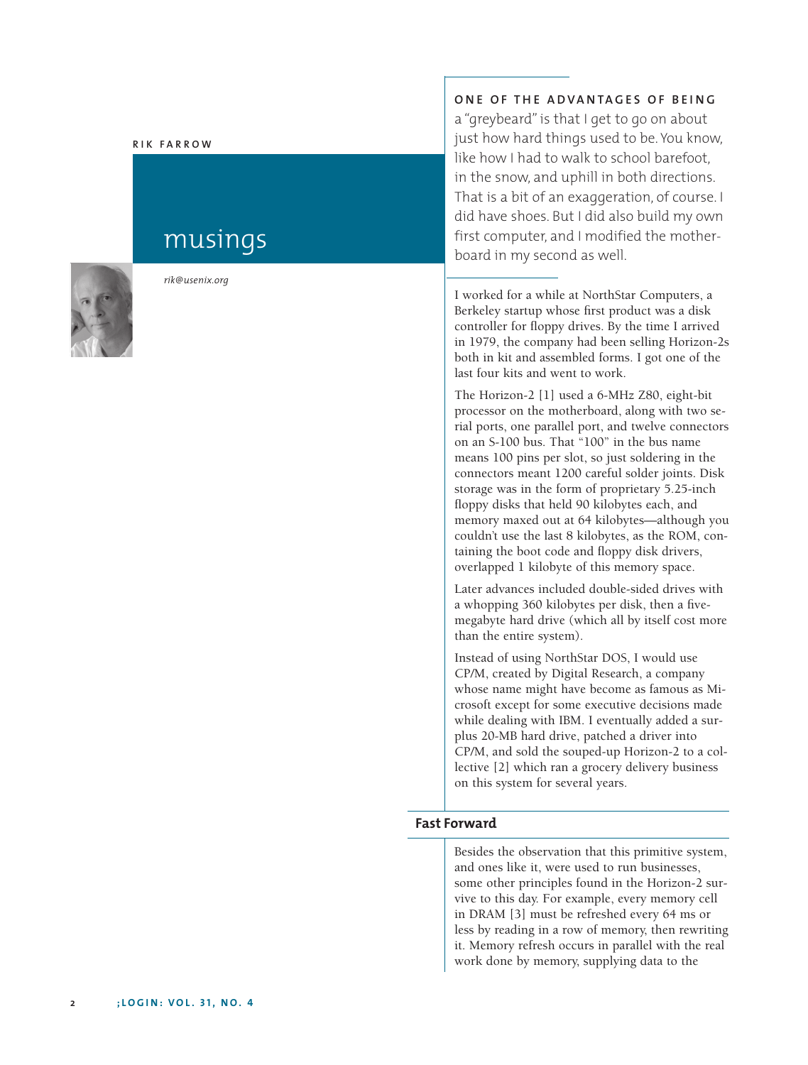RIK FARROW

# musings

*rik@usenix.org*

**ONE OF THE ADVANTAGES OF BEING** a "greybeard" is that I get to go on about just how hard things used to be. You know, like how I had to walk to school barefoot, in the snow, and uphill in both directions. That is a bit of an exaggeration, of course. I did have shoes. But I did also build my own first computer, and I modified the motherboard in my second as well.

I worked for a while at NorthStar Computers, a Berkeley startup whose first product was a disk controller for floppy drives. By the time I arrived in 1979, the company had been selling Horizon-2s both in kit and assembled forms. I got one of the last four kits and went to work.

The Horizon-2 [1] used a 6-MHz Z80, eight-bit processor on the motherboard, along with two serial ports, one parallel port, and twelve connectors on an S-100 bus. That "100" in the bus name means 100 pins per slot, so just soldering in the connectors meant 1200 careful solder joints. Disk storage was in the form of proprietary 5.25-inch floppy disks that held 90 kilobytes each, and memory maxed out at 64 kilobytes—although you couldn't use the last 8 kilobytes, as the ROM, containing the boot code and floppy disk drivers, overlapped 1 kilobyte of this memory space.

Later advances included double-sided drives with a whopping 360 kilobytes per disk, then a five-megabyte hard drive (which all by itself cost more than the entire system).

Instead of using NorthStar DOS, I would use CP/M, created by Digital Research, a company whose name might have become as famous as Microsoft except for some executive decisions made while dealing with IBM. I eventually added a surplus 20-MB hard drive, patched a driver into CP/M, and sold the souped-up Horizon-2 to a collective [2] which ran a grocery delivery business on this system for several years.

## Fast Forward

Besides the observation that this primitive system, and ones like it, were used to run businesses, some other principles found in the Horizon-2 survive to this day. For example, every memory cell in DRAM [3] must be refreshed every 64 ms or less by reading in a row of memory, then rewriting it. Memory refresh occurs in parallel with the real work done by memory, supplying data to the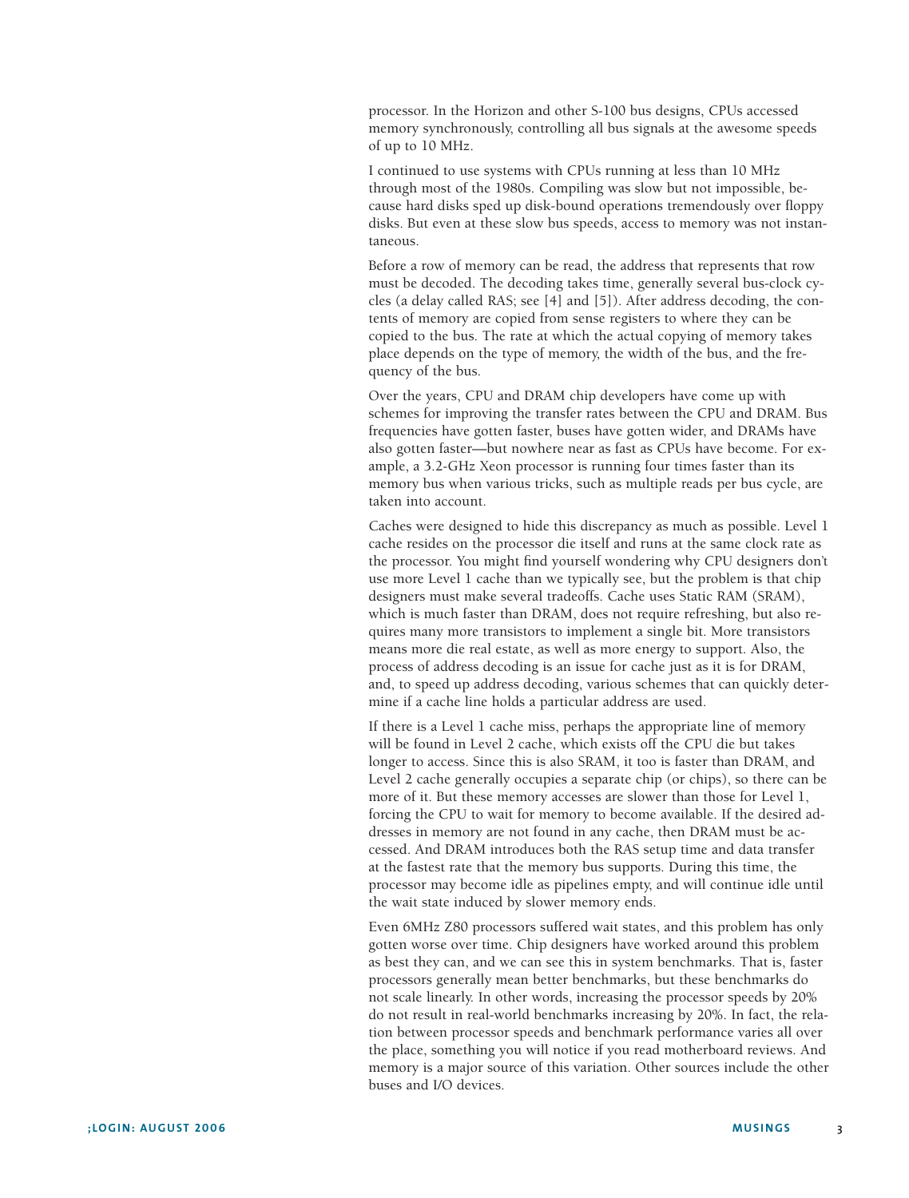processor. In the Horizon and other S-100 bus designs, CPUs accessed memory synchronously, controlling all bus signals at the awesome speeds of up to 10 MHz.

I continued to use systems with CPUs running at less than 10 MHz through most of the 1980s. Compiling was slow but not impossible, because hard disks sped up disk-bound operations tremendously over floppy disks. But even at these slow bus speeds, access to memory was not instantaneous.

Before a row of memory can be read, the address that represents that row must be decoded. The decoding takes time, generally several bus-clock cycles (a delay called RAS; see [4] and [5]). After address decoding, the contents of memory are copied from sense registers to where they can be copied to the bus. The rate at which the actual copying of memory takes place depends on the type of memory, the width of the bus, and the frequency of the bus.

Over the years, CPU and DRAM chip developers have come up with schemes for improving the transfer rates between the CPU and DRAM. Bus frequencies have gotten faster, buses have gotten wider, and DRAMs have also gotten faster—but nowhere near as fast as CPUs have become. For example, a 3.2-GHz Xeon processor is running four times faster than its memory bus when various tricks, such as multiple reads per bus cycle, are taken into account.

Caches were designed to hide this discrepancy as much as possible. Level 1 cache resides on the processor die itself and runs at the same clock rate as the processor. You might find yourself wondering why CPU designers don't use more Level 1 cache than we typically see, but the problem is that chip designers must make several tradeoffs. Cache uses Static RAM (SRAM), which is much faster than DRAM, does not require refreshing, but also requires many more transistors to implement a single bit. More transistors means more die real estate, as well as more energy to support. Also, the process of address decoding is an issue for cache just as it is for DRAM, and, to speed up address decoding, various schemes that can quickly determine if a cache line holds a particular address are used.

If there is a Level 1 cache miss, perhaps the appropriate line of memory will be found in Level 2 cache, which exists off the CPU die but takes longer to access. Since this is also SRAM, it too is faster than DRAM, and Level 2 cache generally occupies a separate chip (or chips), so there can be more of it. But these memory accesses are slower than those for Level 1, forcing the CPU to wait for memory to become available. If the desired addresses in memory are not found in any cache, then DRAM must be accessed. And DRAM introduces both the RAS setup time and data transfer at the fastest rate that the memory bus supports. During this time, the processor may become idle as pipelines empty, and will continue idle until the wait state induced by slower memory ends.

Even 6MHz Z80 processors suffered wait states, and this problem has only gotten worse over time. Chip designers have worked around this problem as best they can, and we can see this in system benchmarks. That is, faster processors generally mean better benchmarks, but these benchmarks do not scale linearly. In other words, increasing the processor speeds by 20% do not result in real-world benchmarks increasing by 20%. In fact, the relation between processor speeds and benchmark performance varies all over the place, something you will notice if you read motherboard reviews. And memory is a major source of this variation. Other sources include the other buses and I/O devices.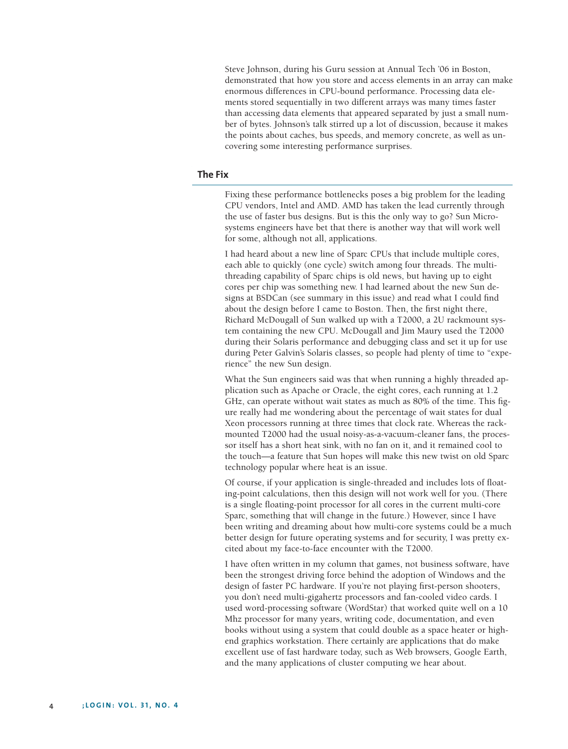Steve Johnson, during his Guru session at Annual Tech '06 in Boston, demonstrated that how you store and access elements in an array can make enormous differences in CPU-bound performance. Processing data elements stored sequentially in two different arrays was many times faster than accessing data elements that appeared separated by just a small number of bytes. Johnson's talk stirred up a lot of discussion, because it makes the points about caches, bus speeds, and memory concrete, as well as uncovering some interesting performance surprises.

## The Fix

Fixing these performance bottlenecks poses a big problem for the leading CPU vendors, Intel and AMD. AMD has taken the lead currently through the use of faster bus designs. But is this the only way to go? Sun Microsystems engineers have bet that there is another way that will work well for some, although not all, applications.

I had heard about a new line of Sparc CPUs that include multiple cores, each able to quickly (one cycle) switch among four threads. The multithreading capability of Sparc chips is old news, but having up to eight cores per chip was something new. I had learned about the new Sun designs at BSDCan (see summary in this issue) and read what I could find about the design before I came to Boston. Then, the first night there, Richard McDougall of Sun walked up with a T2000, a 2U rackmount system containing the new CPU. McDougall and Jim Maury used the T2000 during their Solaris performance and debugging class and set it up for use during Peter Galvin's Solaris classes, so people had plenty of time to "experience" the new Sun design.

What the Sun engineers said was that when running a highly threaded application such as Apache or Oracle, the eight cores, each running at 1.2 GHz, can operate without wait states as much as 80% of the time. This figure really had me wondering about the percentage of wait states for dual Xeon processors running at three times that clock rate. Whereas the rack-mounted T2000 had the usual noisy-as-a-vacuum-cleaner fans, the processor itself has a short heat sink, with no fan on it, and it remained cool to the touch—a feature that Sun hopes will make this new twist on old Sparc technology popular where heat is an issue.

Of course, if your application is single-threaded and includes lots of floating-point calculations, then this design will not work well for you. (There is a single floating-point processor for all cores in the current multi-core Sparc, something that will change in the future.) However, since I have been writing and dreaming about how multi-core systems could be a much better design for future operating systems and for security, I was pretty excited about my face-to-face encounter with the T2000.

I have often written in my column that games, not business software, have been the strongest driving force behind the adoption of Windows and the design of faster PC hardware. If you're not playing first-person shooters, you don't need multi-gigahertz processors and fan-cooled video cards. I used word-processing software (WordStar) that worked quite well on a 10 Mhz processor for many years, writing code, documentation, and even books without using a system that could double as a space heater or high-end graphics workstation. There certainly are applications that do make excellent use of fast hardware today, such as Web browsers, Google Earth, and the many applications of cluster computing we hear about.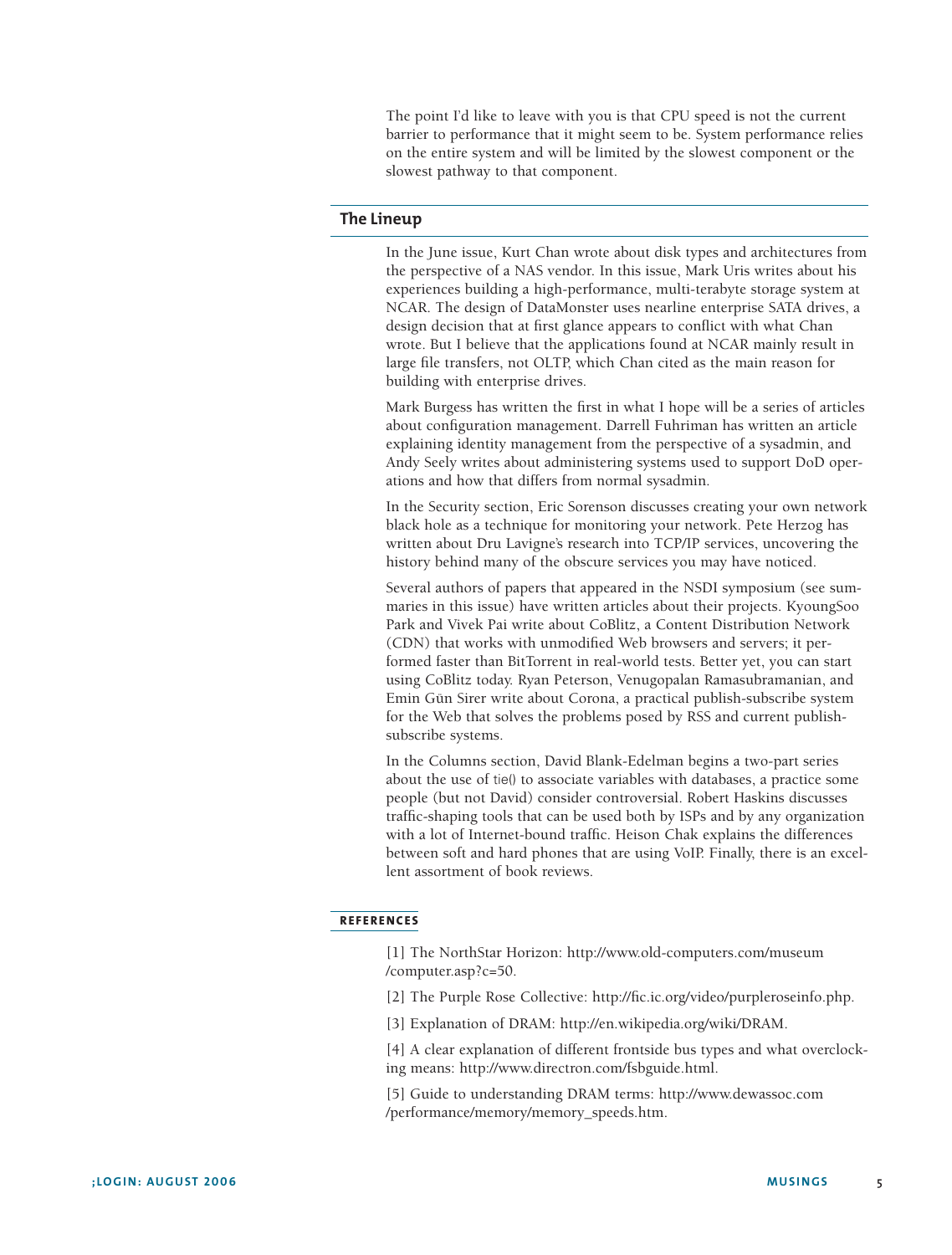The point I'd like to leave with you is that CPU speed is not the current barrier to performance that it might seem to be. System performance relies on the entire system and will be limited by the slowest component or the slowest pathway to that component.

## The Lineup

In the June issue, Kurt Chan wrote about disk types and architectures from the perspective of a NAS vendor. In this issue, Mark Uris writes about his experiences building a high-performance, multi-terabyte storage system at NCAR. The design of DataMonster uses nearline enterprise SATA drives, a design decision that at first glance appears to conflict with what Chan wrote. But I believe that the applications found at NCAR mainly result in large file transfers, not OLTP, which Chan cited as the main reason for building with enterprise drives.

Mark Burgess has written the first in what I hope will be a series of articles about configuration management. Darrell Fuhriman has written an article explaining identity management from the perspective of a sysadmin, and Andy Seely writes about administering systems used to support DoD operations and how that differs from normal sysadmin.

In the Security section, Eric Sorenson discusses creating your own network black hole as a technique for monitoring your network. Pete Herzog has written about Dru Lavigne's research into TCP/IP services, uncovering the history behind many of the obscure services you may have noticed.

Several authors of papers that appeared in the NSDI symposium (see summaries in this issue) have written articles about their projects. KyoungSoo Park and Vivek Pai write about CoBlitz, a Content Distribution Network (CDN) that works with unmodified Web browsers and servers; it performed faster than BitTorrent in real-world tests. Better yet, you can start using CoBlitz today. Ryan Peterson, Venugopalan Ramasubramanian, and Emin Gün Sirer write about Corona, a practical publish-subscribe system for the Web that solves the problems posed by RSS and current publish-subscribe systems.

In the Columns section, David Blank-Edelman begins a two-part series about the use of `tie()` to associate variables with databases, a practice some people (but not David) consider controversial. Robert Haskins discusses traffic-shaping tools that can be used both by ISPs and by any organization with a lot of Internet-bound traffic. Heison Chak explains the differences between soft and hard phones that are using VoIP. Finally, there is an excellent assortment of book reviews.

### REFERENCES

[1] The NorthStar Horizon: http://www.old-computers.com/museum/computer.asp?c=50.

[2] The Purple Rose Collective: http://fic.ic.org/video/purpleroseinfo.php.

[3] Explanation of DRAM: http://en.wikipedia.org/wiki/DRAM.

[4] A clear explanation of different frontside bus types and what overclocking means: http://www.directron.com/fsbguide.html.

[5] Guide to understanding DRAM terms: http://www.dewassoc.com/performance/memory/memory_speeds.htm.